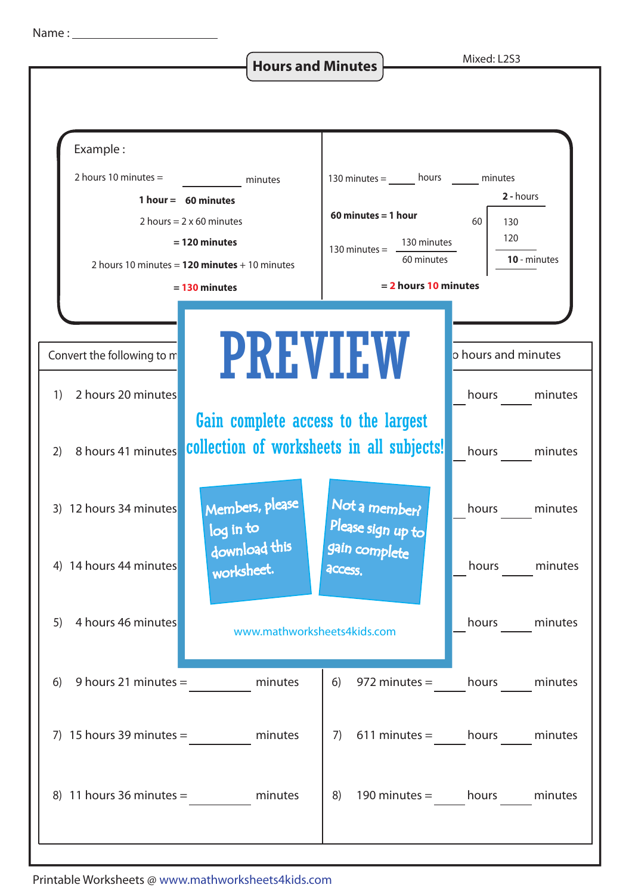Name : ____________________

# Hours and Minutes

Mixed: L2S3

**Example :**

2 hours 10 minutes = ________ minutes

**1 hour = 60 minutes**

2 hours = 2 x 60 minutes

= **120 minutes**

2 hours 10 minutes = **120 minutes** + 10 minutes

= **130 minutes**

130 minutes = _____ hours _____ minutes

**60 minutes = 1 hour**

130 minutes = $\frac{130 \text{ minutes}}{60 \text{ minutes}}$

```
        2 - hours
      ______
60  |  130
       120
      ______
       10 - minutes
```

= **2 hours 10 minutes**

Convert the following to m

1) 2 hours 20 minutes

2) 8 hours 41 minutes

3) 12 hours 34 minutes

4) 14 hours 44 minutes

5) 4 hours 46 minutes

6) 9 hours 21 minutes = ________ minutes

7) 15 hours 39 minutes = ________ minutes

8) 11 hours 36 minutes = ________ minutes

o hours and minutes

1) ____ hours ____ minutes

2) ____ hours ____ minutes

3) ____ hours ____ minutes

4) ____ hours ____ minutes

5) ____ hours ____ minutes

6) 972 minutes = ____ hours ____ minutes

7) 611 minutes = ____ hours ____ minutes

8) 190 minutes = ____ hours ____ minutes

**PREVIEW**

Gain complete access to the largest collection of worksheets in all subjects!

Members, please log in to download this worksheet.

Not a member? Please sign up to gain complete access.

www.mathworksheets4kids.com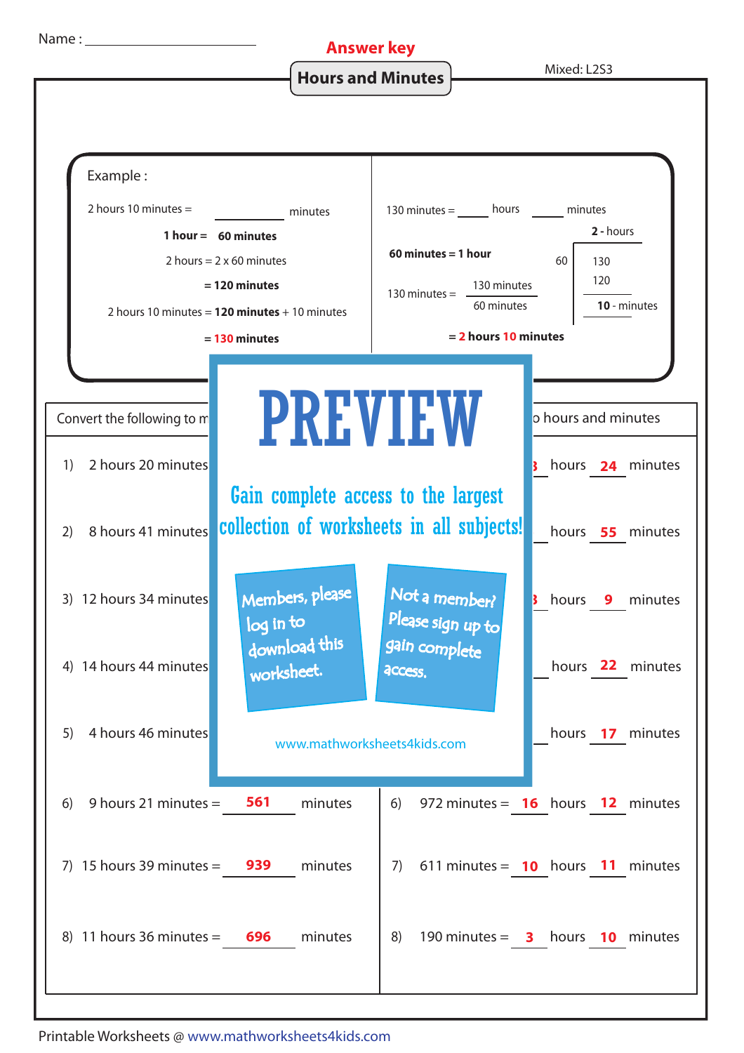Name : ____________________

**Answer key**

## Hours and Minutes

Mixed: L2S3

Example :

2 hours 10 minutes = ________ minutes

**1 hour = 60 minutes**

2 hours = 2 x 60 minutes

**= 120 minutes**

2 hours 10 minutes = **120 minutes** + 10 minutes

**= 130 minutes**

130 minutes = ____ hours ____ minutes

**60 minutes = 1 hour**

130 minutes = $\frac{130 \text{ minutes}}{60 \text{ minutes}}$

```
        2 - hours
     ______
60 | 130
     120
     ______
      10 - minutes
```

**= 2 hours 10 minutes**

Convert the following to m...

1) 2 hours 20 minutes

2) 8 hours 41 minutes

3) 12 hours 34 minutes

4) 14 hours 44 minutes

5) 4 hours 46 minutes

6) 9 hours 21 minutes = **561** minutes

7) 15 hours 39 minutes = **939** minutes

8) 11 hours 36 minutes = **696** minutes

...o hours and minutes

1) ... hours **24** minutes

2) ... hours **55** minutes

3) ... hours **9** minutes

4) ... hours **22** minutes

5) ... hours **17** minutes

6) 972 minutes = **16** hours **12** minutes

7) 611 minutes = **10** hours **11** minutes

8) 190 minutes = **3** hours **10** minutes

PREVIEW

Gain complete access to the largest collection of worksheets in all subjects!

Members, please log in to download this worksheet.

Not a member? Please sign up to gain complete access.

www.mathworksheets4kids.com

Printable Worksheets @ www.mathworksheets4kids.com